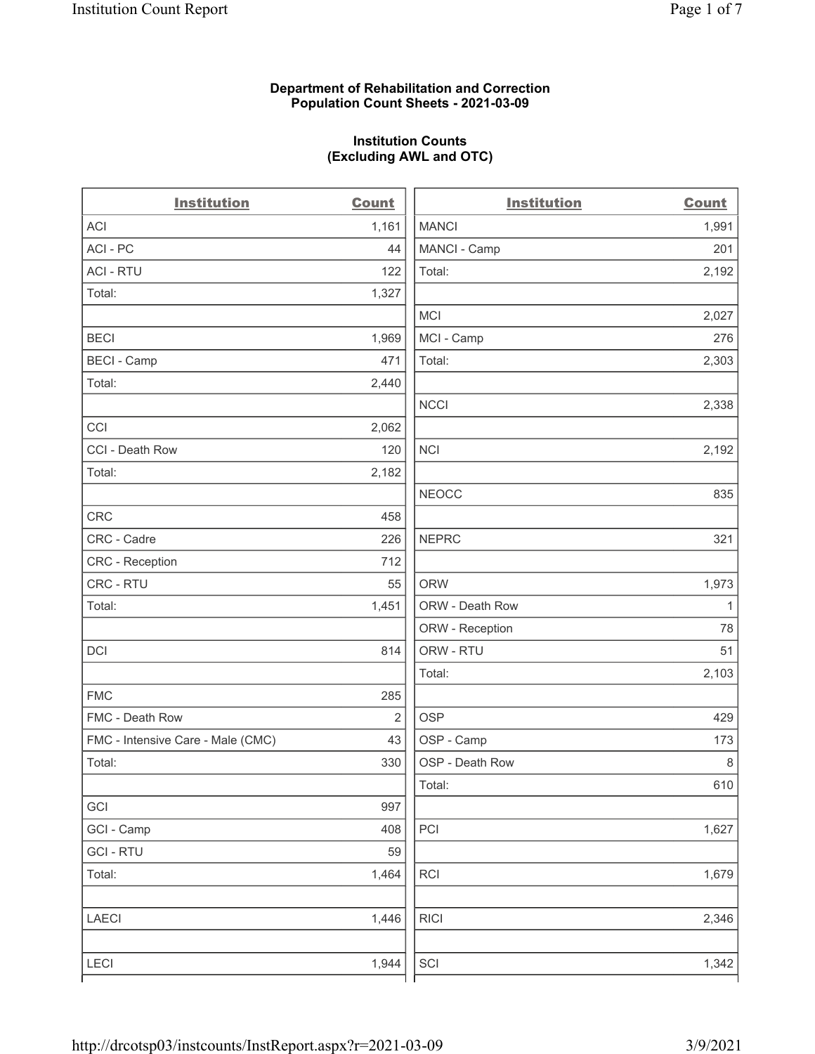**Department of Rehabilitation and Correction**
**Population Count Sheets - 2021-03-09**

**Institution Counts**
**(Excluding AWL and OTC)**

| Institution | Count |
|---|---|
| ACI | 1,161 |
| ACI - PC | 44 |
| ACI - RTU | 122 |
| Total: | 1,327 |
| | |
| BECI | 1,969 |
| BECI - Camp | 471 |
| Total: | 2,440 |
| | |
| CCI | 2,062 |
| CCI - Death Row | 120 |
| Total: | 2,182 |
| | |
| CRC | 458 |
| CRC - Cadre | 226 |
| CRC - Reception | 712 |
| CRC - RTU | 55 |
| Total: | 1,451 |
| | |
| DCI | 814 |
| | |
| FMC | 285 |
| FMC - Death Row | 2 |
| FMC - Intensive Care - Male (CMC) | 43 |
| Total: | 330 |
| | |
| GCI | 997 |
| GCI - Camp | 408 |
| GCI - RTU | 59 |
| Total: | 1,464 |
| | |
| LAECI | 1,446 |
| | |
| LECI | 1,944 |

| Institution | Count |
|---|---|
| MANCI | 1,991 |
| MANCI - Camp | 201 |
| Total: | 2,192 |
| | |
| MCI | 2,027 |
| MCI - Camp | 276 |
| Total: | 2,303 |
| | |
| NCCI | 2,338 |
| | |
| NCI | 2,192 |
| | |
| NEOCC | 835 |
| | |
| NEPRC | 321 |
| | |
| ORW | 1,973 |
| ORW - Death Row | 1 |
| ORW - Reception | 78 |
| ORW - RTU | 51 |
| Total: | 2,103 |
| | |
| OSP | 429 |
| OSP - Camp | 173 |
| OSP - Death Row | 8 |
| Total: | 610 |
| | |
| PCI | 1,627 |
| | |
| RCI | 1,679 |
| | |
| RICI | 2,346 |
| | |
| SCI | 1,342 |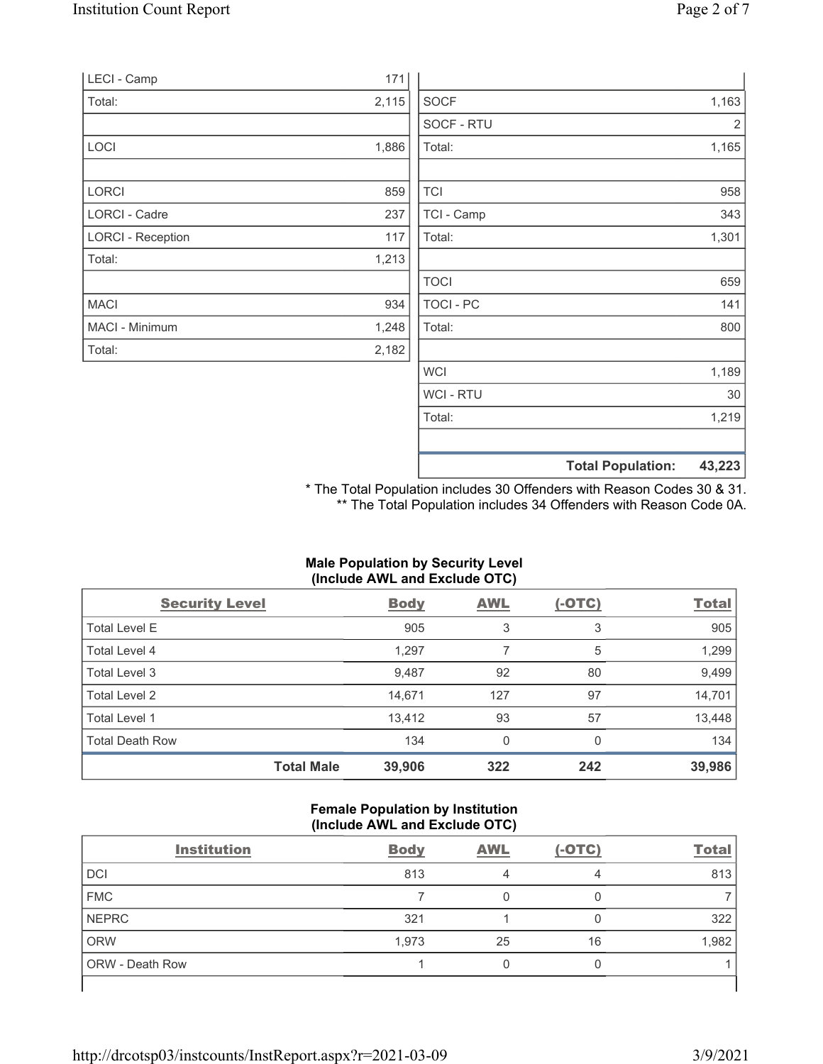| | |
|---|---|
| LECI - Camp | 171 |
| Total: | 2,115 |
| | |
| LOCI | 1,886 |
| | |
| LORCI | 859 |
| LORCI - Cadre | 237 |
| LORCI - Reception | 117 |
| Total: | 1,213 |
| | |
| MACI | 934 |
| MACI - Minimum | 1,248 |
| Total: | 2,182 |

| | |
|---|---|
| SOCF | 1,163 |
| SOCF - RTU | 2 |
| Total: | 1,165 |
| | |
| TCI | 958 |
| TCI - Camp | 343 |
| Total: | 1,301 |
| | |
| TOCI | 659 |
| TOCI - PC | 141 |
| Total: | 800 |
| | |
| WCI | 1,189 |
| WCI - RTU | 30 |
| Total: | 1,219 |
| | |
| **Total Population:** | **43,223** |

\* The Total Population includes 30 Offenders with Reason Codes 30 & 31.
\*\* The Total Population includes 34 Offenders with Reason Code 0A.

**Male Population by Security Level (Include AWL and Exclude OTC)**

| Security Level | Body | AWL | (-OTC) | Total |
|---|---|---|---|---|
| Total Level E | 905 | 3 | 3 | 905 |
| Total Level 4 | 1,297 | 7 | 5 | 1,299 |
| Total Level 3 | 9,487 | 92 | 80 | 9,499 |
| Total Level 2 | 14,671 | 127 | 97 | 14,701 |
| Total Level 1 | 13,412 | 93 | 57 | 13,448 |
| Total Death Row | 134 | 0 | 0 | 134 |
| **Total Male** | **39,906** | **322** | **242** | **39,986** |

**Female Population by Institution (Include AWL and Exclude OTC)**

| Institution | Body | AWL | (-OTC) | Total |
|---|---|---|---|---|
| DCI | 813 | 4 | 4 | 813 |
| FMC | 7 | 0 | 0 | 7 |
| NEPRC | 321 | 1 | 0 | 322 |
| ORW | 1,973 | 25 | 16 | 1,982 |
| ORW - Death Row | 1 | 0 | 0 | 1 |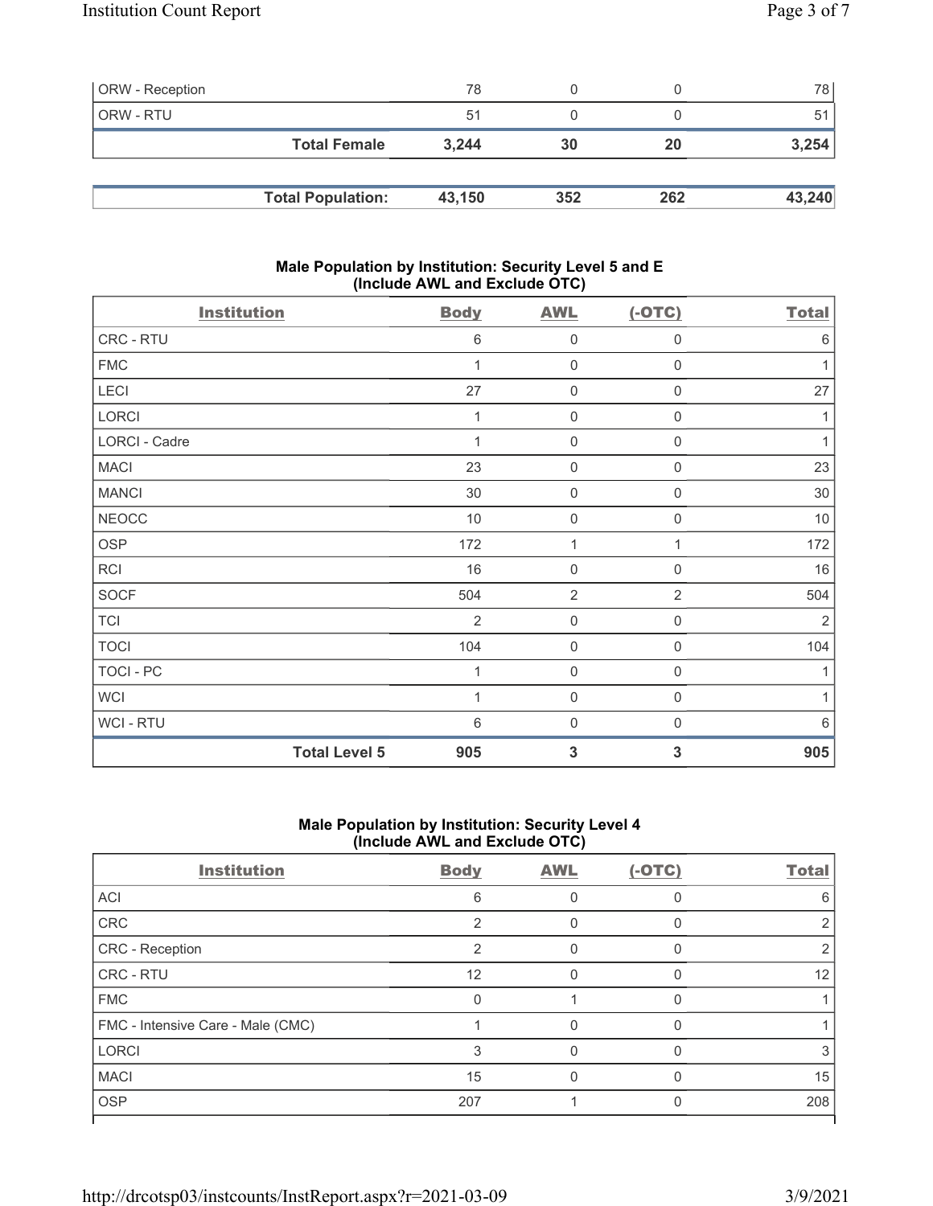| ORW - Reception | 78 | 0 | 0 | 78 |
|---|---|---|---|---|
| ORW - RTU | 51 | 0 | 0 | 51 |
| **Total Female** | **3,244** | **30** | **20** | **3,254** |

| **Total Population:** | **43,150** | **352** | **262** | **43,240** |
|---|---|---|---|---|

### Male Population by Institution: Security Level 5 and E (Include AWL and Exclude OTC)

| Institution | Body | AWL | (-OTC) | Total |
|---|---|---|---|---|
| CRC - RTU | 6 | 0 | 0 | 6 |
| FMC | 1 | 0 | 0 | 1 |
| LECI | 27 | 0 | 0 | 27 |
| LORCI | 1 | 0 | 0 | 1 |
| LORCI - Cadre | 1 | 0 | 0 | 1 |
| MACI | 23 | 0 | 0 | 23 |
| MANCI | 30 | 0 | 0 | 30 |
| NEOCC | 10 | 0 | 0 | 10 |
| OSP | 172 | 1 | 1 | 172 |
| RCI | 16 | 0 | 0 | 16 |
| SOCF | 504 | 2 | 2 | 504 |
| TCI | 2 | 0 | 0 | 2 |
| TOCI | 104 | 0 | 0 | 104 |
| TOCI - PC | 1 | 0 | 0 | 1 |
| WCI | 1 | 0 | 0 | 1 |
| WCI - RTU | 6 | 0 | 0 | 6 |
| **Total Level 5** | **905** | **3** | **3** | **905** |

### Male Population by Institution: Security Level 4 (Include AWL and Exclude OTC)

| Institution | Body | AWL | (-OTC) | Total |
|---|---|---|---|---|
| ACI | 6 | 0 | 0 | 6 |
| CRC | 2 | 0 | 0 | 2 |
| CRC - Reception | 2 | 0 | 0 | 2 |
| CRC - RTU | 12 | 0 | 0 | 12 |
| FMC | 0 | 1 | 0 | 1 |
| FMC - Intensive Care - Male (CMC) | 1 | 0 | 0 | 1 |
| LORCI | 3 | 0 | 0 | 3 |
| MACI | 15 | 0 | 0 | 15 |
| OSP | 207 | 1 | 0 | 208 |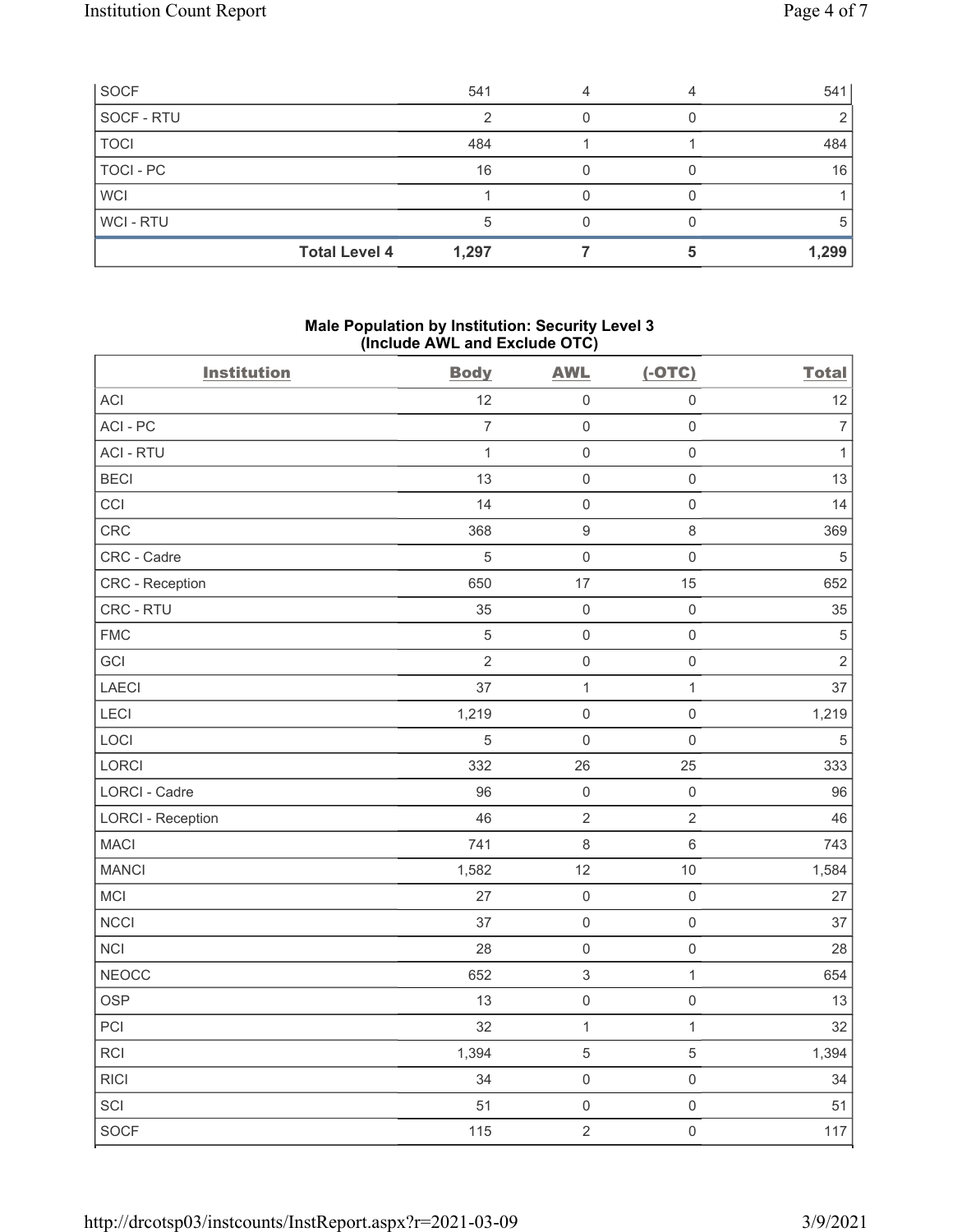| SOCF | | 541 | 4 | 4 | 541 |
|---|---|---|---|---|---|
| SOCF - RTU | | 2 | 0 | 0 | 2 |
| TOCI | | 484 | 1 | 1 | 484 |
| TOCI - PC | | 16 | 0 | 0 | 16 |
| WCI | | 1 | 0 | 0 | 1 |
| WCI - RTU | | 5 | 0 | 0 | 5 |
| | **Total Level 4** | **1,297** | **7** | **5** | **1,299** |

## Male Population by Institution: Security Level 3 (Include AWL and Exclude OTC)

| Institution | Body | AWL | (-OTC) | Total |
|---|---|---|---|---|
| ACI | 12 | 0 | 0 | 12 |
| ACI - PC | 7 | 0 | 0 | 7 |
| ACI - RTU | 1 | 0 | 0 | 1 |
| BECI | 13 | 0 | 0 | 13 |
| CCI | 14 | 0 | 0 | 14 |
| CRC | 368 | 9 | 8 | 369 |
| CRC - Cadre | 5 | 0 | 0 | 5 |
| CRC - Reception | 650 | 17 | 15 | 652 |
| CRC - RTU | 35 | 0 | 0 | 35 |
| FMC | 5 | 0 | 0 | 5 |
| GCI | 2 | 0 | 0 | 2 |
| LAECI | 37 | 1 | 1 | 37 |
| LECI | 1,219 | 0 | 0 | 1,219 |
| LOCI | 5 | 0 | 0 | 5 |
| LORCI | 332 | 26 | 25 | 333 |
| LORCI - Cadre | 96 | 0 | 0 | 96 |
| LORCI - Reception | 46 | 2 | 2 | 46 |
| MACI | 741 | 8 | 6 | 743 |
| MANCI | 1,582 | 12 | 10 | 1,584 |
| MCI | 27 | 0 | 0 | 27 |
| NCCI | 37 | 0 | 0 | 37 |
| NCI | 28 | 0 | 0 | 28 |
| NEOCC | 652 | 3 | 1 | 654 |
| OSP | 13 | 0 | 0 | 13 |
| PCI | 32 | 1 | 1 | 32 |
| RCI | 1,394 | 5 | 5 | 1,394 |
| RICI | 34 | 0 | 0 | 34 |
| SCI | 51 | 0 | 0 | 51 |
| SOCF | 115 | 2 | 0 | 117 |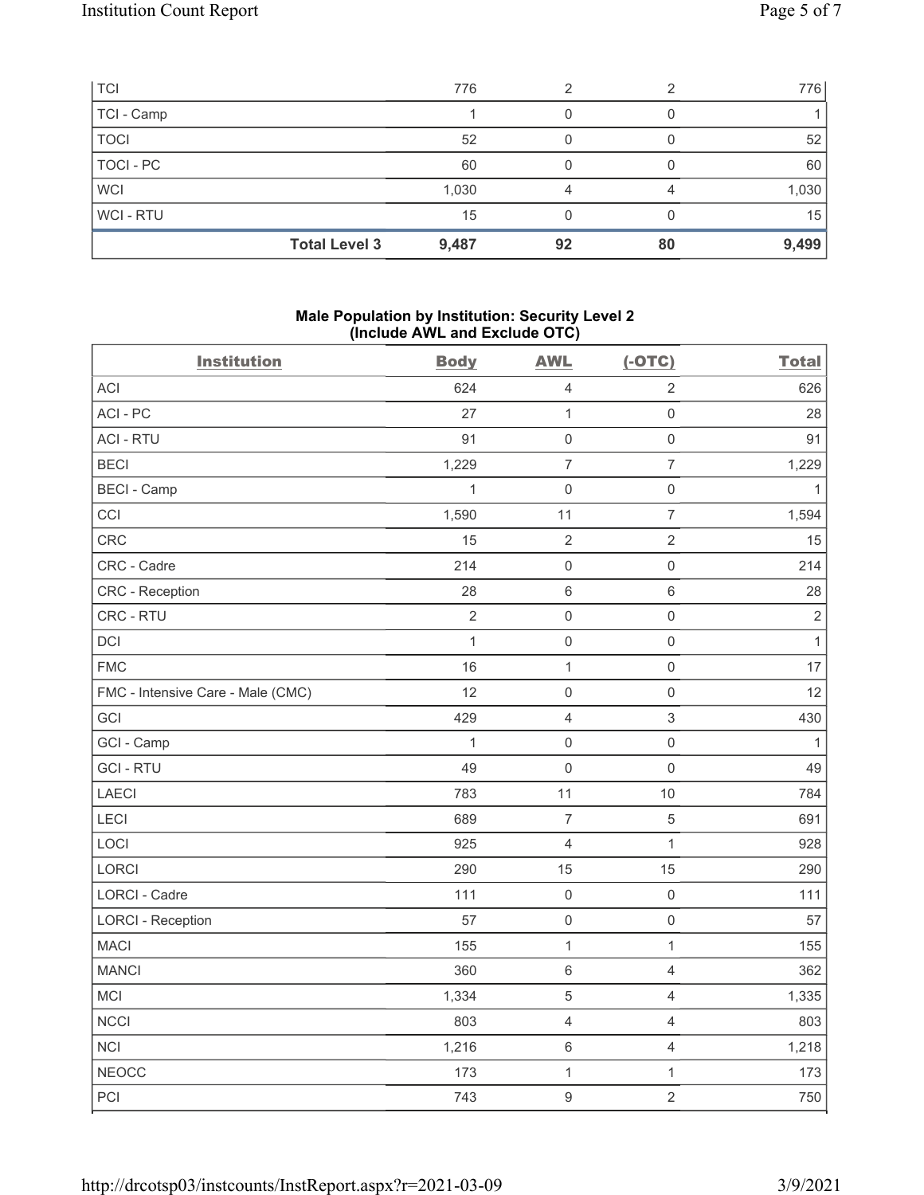| | Body | AWL | (-OTC) | Total |
|---|---|---|---|---|
| TCI | 776 | 2 | 2 | 776 |
| TCI - Camp | 1 | 0 | 0 | 1 |
| TOCI | 52 | 0 | 0 | 52 |
| TOCI - PC | 60 | 0 | 0 | 60 |
| WCI | 1,030 | 4 | 4 | 1,030 |
| WCI - RTU | 15 | 0 | 0 | 15 |
| **Total Level 3** | **9,487** | **92** | **80** | **9,499** |

## Male Population by Institution: Security Level 2 (Include AWL and Exclude OTC)

| Institution | Body | AWL | (-OTC) | Total |
|---|---|---|---|---|
| ACI | 624 | 4 | 2 | 626 |
| ACI - PC | 27 | 1 | 0 | 28 |
| ACI - RTU | 91 | 0 | 0 | 91 |
| BECI | 1,229 | 7 | 7 | 1,229 |
| BECI - Camp | 1 | 0 | 0 | 1 |
| CCI | 1,590 | 11 | 7 | 1,594 |
| CRC | 15 | 2 | 2 | 15 |
| CRC - Cadre | 214 | 0 | 0 | 214 |
| CRC - Reception | 28 | 6 | 6 | 28 |
| CRC - RTU | 2 | 0 | 0 | 2 |
| DCI | 1 | 0 | 0 | 1 |
| FMC | 16 | 1 | 0 | 17 |
| FMC - Intensive Care - Male (CMC) | 12 | 0 | 0 | 12 |
| GCI | 429 | 4 | 3 | 430 |
| GCI - Camp | 1 | 0 | 0 | 1 |
| GCI - RTU | 49 | 0 | 0 | 49 |
| LAECI | 783 | 11 | 10 | 784 |
| LECI | 689 | 7 | 5 | 691 |
| LOCI | 925 | 4 | 1 | 928 |
| LORCI | 290 | 15 | 15 | 290 |
| LORCI - Cadre | 111 | 0 | 0 | 111 |
| LORCI - Reception | 57 | 0 | 0 | 57 |
| MACI | 155 | 1 | 1 | 155 |
| MANCI | 360 | 6 | 4 | 362 |
| MCI | 1,334 | 5 | 4 | 1,335 |
| NCCI | 803 | 4 | 4 | 803 |
| NCI | 1,216 | 6 | 4 | 1,218 |
| NEOCC | 173 | 1 | 1 | 173 |
| PCI | 743 | 9 | 2 | 750 |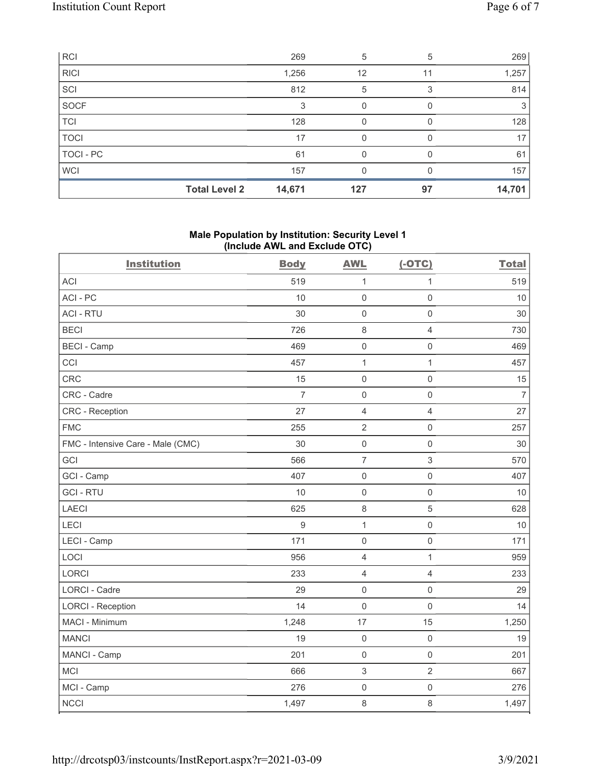| | Body | AWL | (-OTC) | Total |
|---|---|---|---|---|
| RCI | 269 | 5 | 5 | 269 |
| RICI | 1,256 | 12 | 11 | 1,257 |
| SCI | 812 | 5 | 3 | 814 |
| SOCF | 3 | 0 | 0 | 3 |
| TCI | 128 | 0 | 0 | 128 |
| TOCI | 17 | 0 | 0 | 17 |
| TOCI - PC | 61 | 0 | 0 | 61 |
| WCI | 157 | 0 | 0 | 157 |
| **Total Level 2** | **14,671** | **127** | **97** | **14,701** |

### Male Population by Institution: Security Level 1 (Include AWL and Exclude OTC)

| Institution | Body | AWL | (-OTC) | Total |
|---|---|---|---|---|
| ACI | 519 | 1 | 1 | 519 |
| ACI - PC | 10 | 0 | 0 | 10 |
| ACI - RTU | 30 | 0 | 0 | 30 |
| BECI | 726 | 8 | 4 | 730 |
| BECI - Camp | 469 | 0 | 0 | 469 |
| CCI | 457 | 1 | 1 | 457 |
| CRC | 15 | 0 | 0 | 15 |
| CRC - Cadre | 7 | 0 | 0 | 7 |
| CRC - Reception | 27 | 4 | 4 | 27 |
| FMC | 255 | 2 | 0 | 257 |
| FMC - Intensive Care - Male (CMC) | 30 | 0 | 0 | 30 |
| GCI | 566 | 7 | 3 | 570 |
| GCI - Camp | 407 | 0 | 0 | 407 |
| GCI - RTU | 10 | 0 | 0 | 10 |
| LAECI | 625 | 8 | 5 | 628 |
| LECI | 9 | 1 | 0 | 10 |
| LECI - Camp | 171 | 0 | 0 | 171 |
| LOCI | 956 | 4 | 1 | 959 |
| LORCI | 233 | 4 | 4 | 233 |
| LORCI - Cadre | 29 | 0 | 0 | 29 |
| LORCI - Reception | 14 | 0 | 0 | 14 |
| MACI - Minimum | 1,248 | 17 | 15 | 1,250 |
| MANCI | 19 | 0 | 0 | 19 |
| MANCI - Camp | 201 | 0 | 0 | 201 |
| MCI | 666 | 3 | 2 | 667 |
| MCI - Camp | 276 | 0 | 0 | 276 |
| NCCI | 1,497 | 8 | 8 | 1,497 |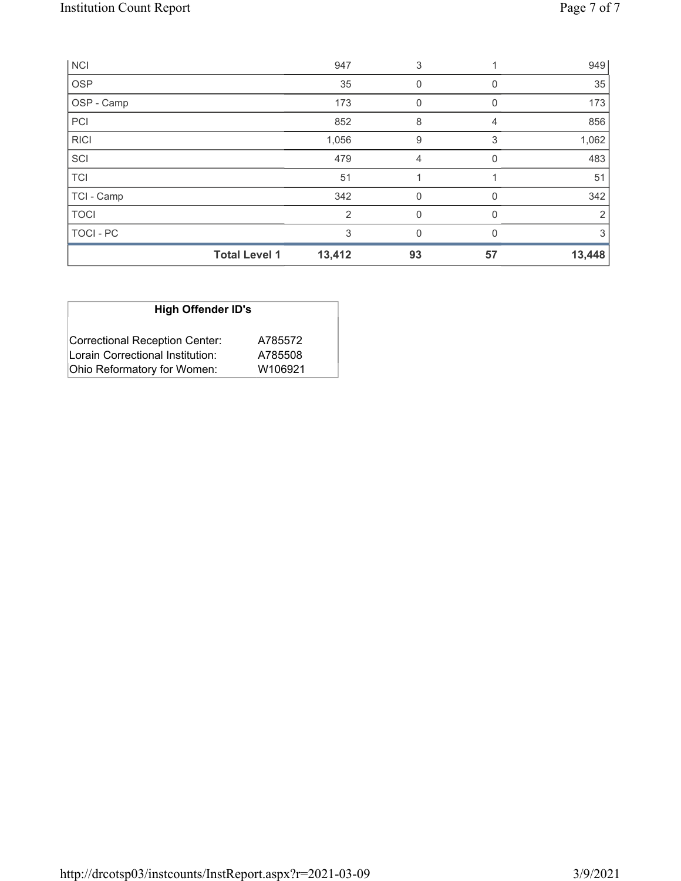| | | | | |
|---|---|---|---|---|
| NCI | 947 | 3 | 1 | 949 |
| OSP | 35 | 0 | 0 | 35 |
| OSP - Camp | 173 | 0 | 0 | 173 |
| PCI | 852 | 8 | 4 | 856 |
| RICI | 1,056 | 9 | 3 | 1,062 |
| SCI | 479 | 4 | 0 | 483 |
| TCI | 51 | 1 | 1 | 51 |
| TCI - Camp | 342 | 0 | 0 | 342 |
| TOCI | 2 | 0 | 0 | 2 |
| TOCI - PC | 3 | 0 | 0 | 3 |
| **Total Level 1** | **13,412** | **93** | **57** | **13,448** |

| High Offender ID's | |
|---|---|
| Correctional Reception Center: | A785572 |
| Lorain Correctional Institution: | A785508 |
| Ohio Reformatory for Women: | W106921 |